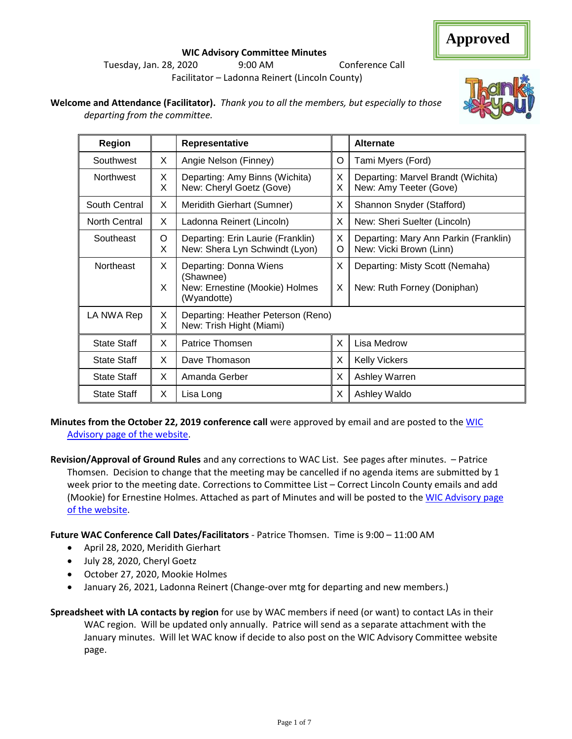**Approved**

**WIC Advisory Committee Minutes**

Tuesday, Jan. 28, 2020 9:00 AM Conference Call

Facilitator – Ladonna Reinert (Lincoln County)

**Welcome and Attendance (Facilitator).** *Thank you to all the members, but especially to those departing from the committee.*

| Region | | Representative | | Alternate |
|---|---|---|---|---|
| Southwest | X | Angie Nelson (Finney) | O | Tami Myers (Ford) |
| Northwest | X<br>X | Departing: Amy Binns (Wichita)<br>New: Cheryl Goetz (Gove) | X<br>X | Departing: Marvel Brandt (Wichita)<br>New: Amy Teeter (Gove) |
| South Central | X | Meridith Gierhart (Sumner) | X | Shannon Snyder (Stafford) |
| North Central | X | Ladonna Reinert (Lincoln) | X | New: Sheri Suelter (Lincoln) |
| Southeast | O<br>X | Departing: Erin Laurie (Franklin)<br>New: Shera Lyn Schwindt (Lyon) | X<br>O | Departing: Mary Ann Parkin (Franklin)<br>New: Vicki Brown (Linn) |
| Northeast | X<br>X | Departing: Donna Wiens (Shawnee)<br>New: Ernestine (Mookie) Holmes (Wyandotte) | X<br>X | Departing: Misty Scott (Nemaha)<br>New: Ruth Forney (Doniphan) |
| LA NWA Rep | X<br>X | Departing: Heather Peterson (Reno)<br>New: Trish Hight (Miami) | | |
| State Staff | X | Patrice Thomsen | X | Lisa Medrow |
| State Staff | X | Dave Thomason | X | Kelly Vickers |
| State Staff | X | Amanda Gerber | X | Ashley Warren |
| State Staff | X | Lisa Long | X | Ashley Waldo |

**Minutes from the October 22, 2019 conference call** were approved by email and are posted to the WIC Advisory page of the website.

**Revision/Approval of Ground Rules** and any corrections to WAC List. See pages after minutes. – Patrice Thomsen. Decision to change that the meeting may be cancelled if no agenda items are submitted by 1 week prior to the meeting date. Corrections to Committee List – Correct Lincoln County emails and add (Mookie) for Ernestine Holmes. Attached as part of Minutes and will be posted to the WIC Advisory page of the website.

**Future WAC Conference Call Dates/Facilitators** - Patrice Thomsen. Time is 9:00 – 11:00 AM

- April 28, 2020, Meridith Gierhart
- July 28, 2020, Cheryl Goetz
- October 27, 2020, Mookie Holmes
- January 26, 2021, Ladonna Reinert (Change-over mtg for departing and new members.)

**Spreadsheet with LA contacts by region** for use by WAC members if need (or want) to contact LAs in their WAC region. Will be updated only annually. Patrice will send as a separate attachment with the January minutes. Will let WAC know if decide to also post on the WIC Advisory Committee website page.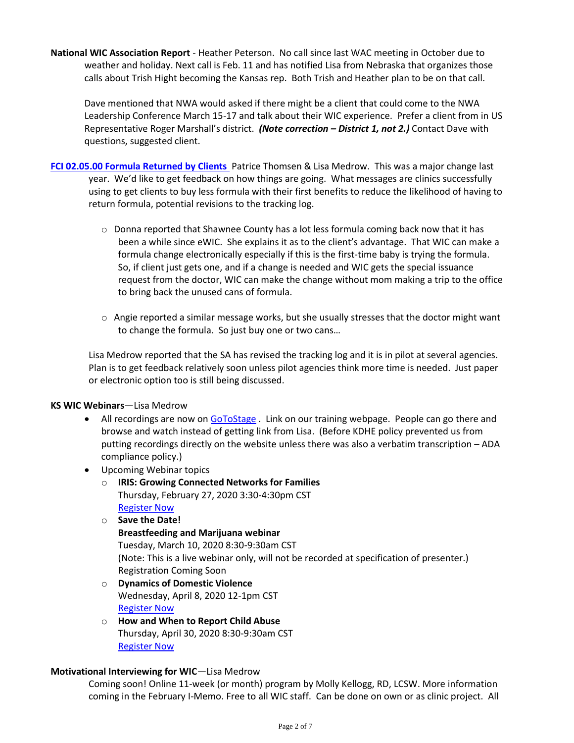**National WIC Association Report** - Heather Peterson. No call since last WAC meeting in October due to weather and holiday. Next call is Feb. 11 and has notified Lisa from Nebraska that organizes those calls about Trish Hight becoming the Kansas rep. Both Trish and Heather plan to be on that call.

Dave mentioned that NWA would asked if there might be a client that could come to the NWA Leadership Conference March 15-17 and talk about their WIC experience. Prefer a client from in US Representative Roger Marshall's district. ***(Note correction – District 1, not 2.)*** Contact Dave with questions, suggested client.

**FCI 02.05.00 Formula Returned by Clients** Patrice Thomsen & Lisa Medrow. This was a major change last year. We'd like to get feedback on how things are going. What messages are clinics successfully using to get clients to buy less formula with their first benefits to reduce the likelihood of having to return formula, potential revisions to the tracking log.

- Donna reported that Shawnee County has a lot less formula coming back now that it has been a while since eWIC. She explains it as to the client's advantage. That WIC can make a formula change electronically especially if this is the first-time baby is trying the formula. So, if client just gets one, and if a change is needed and WIC gets the special issuance request from the doctor, WIC can make the change without mom making a trip to the office to bring back the unused cans of formula.
- Angie reported a similar message works, but she usually stresses that the doctor might want to change the formula. So just buy one or two cans…

Lisa Medrow reported that the SA has revised the tracking log and it is in pilot at several agencies. Plan is to get feedback relatively soon unless pilot agencies think more time is needed. Just paper or electronic option too is still being discussed.

**KS WIC Webinars**—Lisa Medrow

- All recordings are now on GoToStage . Link on our training webpage. People can go there and browse and watch instead of getting link from Lisa. (Before KDHE policy prevented us from putting recordings directly on the website unless there was also a verbatim transcription – ADA compliance policy.)
- Upcoming Webinar topics
  - **IRIS: Growing Connected Networks for Families**
    Thursday, February 27, 2020 3:30-4:30pm CST
    Register Now
  - **Save the Date!**
    **Breastfeeding and Marijuana webinar**
    Tuesday, March 10, 2020 8:30-9:30am CST
    (Note: This is a live webinar only, will not be recorded at specification of presenter.)
    Registration Coming Soon
  - **Dynamics of Domestic Violence**
    Wednesday, April 8, 2020 12-1pm CST
    Register Now
  - **How and When to Report Child Abuse**
    Thursday, April 30, 2020 8:30-9:30am CST
    Register Now

**Motivational Interviewing for WIC**—Lisa Medrow

Coming soon! Online 11-week (or month) program by Molly Kellogg, RD, LCSW. More information coming in the February I-Memo. Free to all WIC staff. Can be done on own or as clinic project. All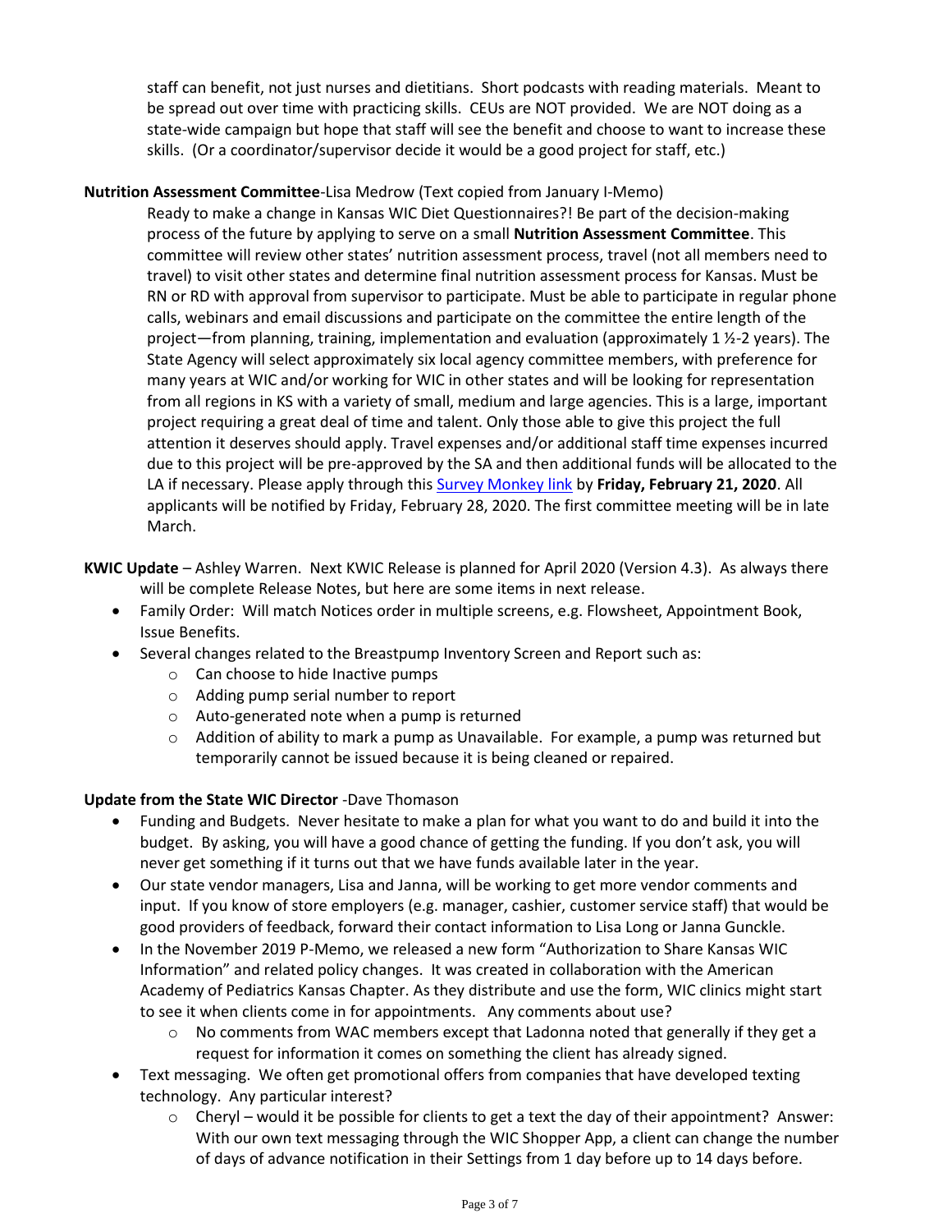staff can benefit, not just nurses and dietitians. Short podcasts with reading materials. Meant to be spread out over time with practicing skills. CEUs are NOT provided. We are NOT doing as a state-wide campaign but hope that staff will see the benefit and choose to want to increase these skills. (Or a coordinator/supervisor decide it would be a good project for staff, etc.)

**Nutrition Assessment Committee**-Lisa Medrow (Text copied from January I-Memo)

Ready to make a change in Kansas WIC Diet Questionnaires?! Be part of the decision-making process of the future by applying to serve on a small **Nutrition Assessment Committee**. This committee will review other states' nutrition assessment process, travel (not all members need to travel) to visit other states and determine final nutrition assessment process for Kansas. Must be RN or RD with approval from supervisor to participate. Must be able to participate in regular phone calls, webinars and email discussions and participate on the committee the entire length of the project—from planning, training, implementation and evaluation (approximately 1 ½-2 years). The State Agency will select approximately six local agency committee members, with preference for many years at WIC and/or working for WIC in other states and will be looking for representation from all regions in KS with a variety of small, medium and large agencies. This is a large, important project requiring a great deal of time and talent. Only those able to give this project the full attention it deserves should apply. Travel expenses and/or additional staff time expenses incurred due to this project will be pre-approved by the SA and then additional funds will be allocated to the LA if necessary. Please apply through this Survey Monkey link by **Friday, February 21, 2020**. All applicants will be notified by Friday, February 28, 2020. The first committee meeting will be in late March.

**KWIC Update** – Ashley Warren. Next KWIC Release is planned for April 2020 (Version 4.3). As always there will be complete Release Notes, but here are some items in next release.

- Family Order: Will match Notices order in multiple screens, e.g. Flowsheet, Appointment Book, Issue Benefits.
- Several changes related to the Breastpump Inventory Screen and Report such as:
  - Can choose to hide Inactive pumps
  - Adding pump serial number to report
  - Auto-generated note when a pump is returned
  - Addition of ability to mark a pump as Unavailable. For example, a pump was returned but temporarily cannot be issued because it is being cleaned or repaired.

**Update from the State WIC Director** -Dave Thomason

- Funding and Budgets. Never hesitate to make a plan for what you want to do and build it into the budget. By asking, you will have a good chance of getting the funding. If you don't ask, you will never get something if it turns out that we have funds available later in the year.
- Our state vendor managers, Lisa and Janna, will be working to get more vendor comments and input. If you know of store employers (e.g. manager, cashier, customer service staff) that would be good providers of feedback, forward their contact information to Lisa Long or Janna Gunckle.
- In the November 2019 P-Memo, we released a new form "Authorization to Share Kansas WIC Information" and related policy changes. It was created in collaboration with the American Academy of Pediatrics Kansas Chapter. As they distribute and use the form, WIC clinics might start to see it when clients come in for appointments. Any comments about use?
  - No comments from WAC members except that Ladonna noted that generally if they get a request for information it comes on something the client has already signed.
- Text messaging. We often get promotional offers from companies that have developed texting technology. Any particular interest?
  - Cheryl – would it be possible for clients to get a text the day of their appointment? Answer: With our own text messaging through the WIC Shopper App, a client can change the number of days of advance notification in their Settings from 1 day before up to 14 days before.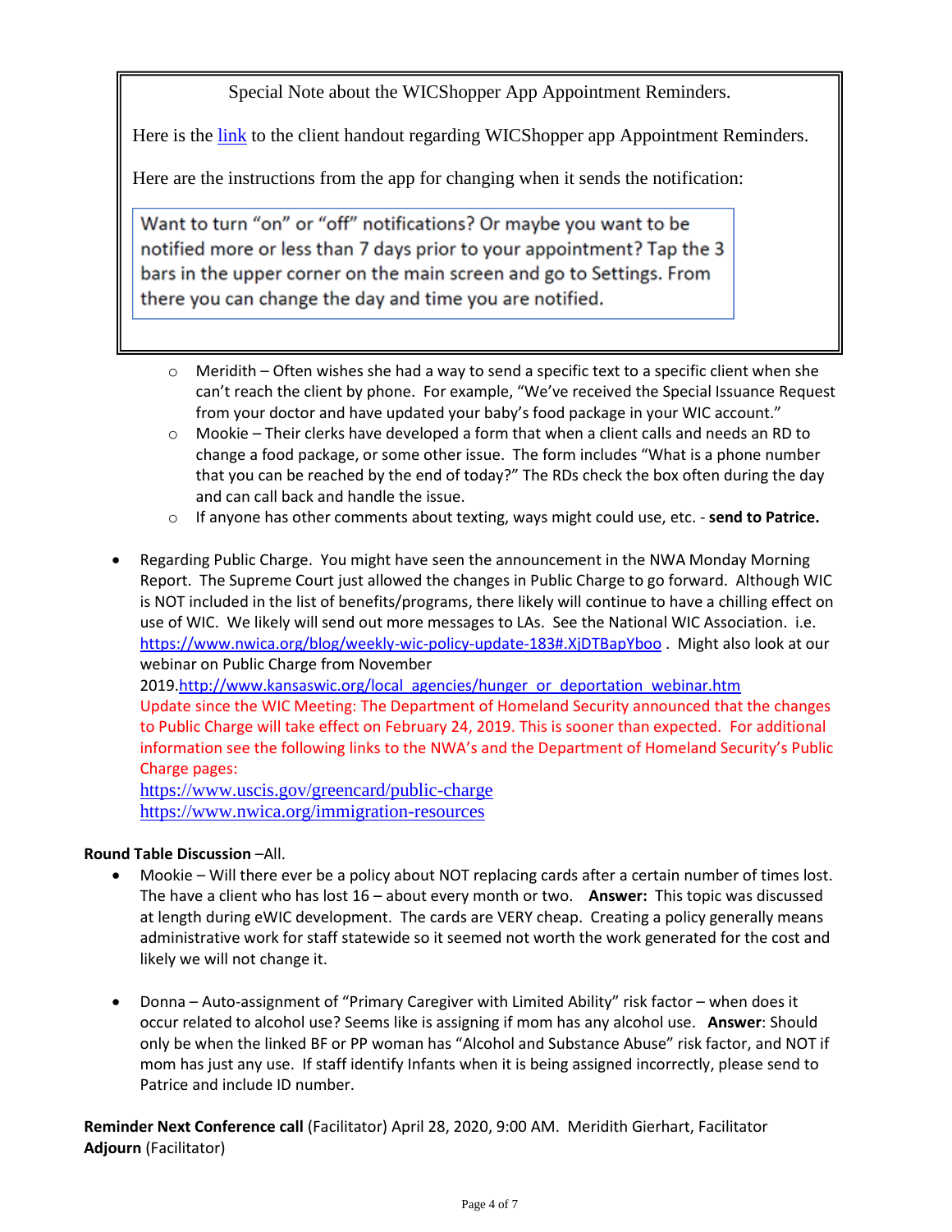> Special Note about the WICShopper App Appointment Reminders.
>
> Here is the [link](link) to the client handout regarding WICShopper app Appointment Reminders.
>
> Here are the instructions from the app for changing when it sends the notification:
>
> > Want to turn "on" or "off" notifications? Or maybe you want to be notified more or less than 7 days prior to your appointment? Tap the 3 bars in the upper corner on the main screen and go to Settings. From there you can change the day and time you are notified.

- Meridith – Often wishes she had a way to send a specific text to a specific client when she can't reach the client by phone. For example, "We've received the Special Issuance Request from your doctor and have updated your baby's food package in your WIC account."
- Mookie – Their clerks have developed a form that when a client calls and needs an RD to change a food package, or some other issue. The form includes "What is a phone number that you can be reached by the end of today?" The RDs check the box often during the day and can call back and handle the issue.
- If anyone has other comments about texting, ways might could use, etc. - **send to Patrice.**

- Regarding Public Charge. You might have seen the announcement in the NWA Monday Morning Report. The Supreme Court just allowed the changes in Public Charge to go forward. Although WIC is NOT included in the list of benefits/programs, there likely will continue to have a chilling effect on use of WIC. We likely will send out more messages to LAs. See the National WIC Association. i.e. https://www.nwica.org/blog/weekly-wic-policy-update-183#.XjDTBapYboo . Might also look at our webinar on Public Charge from November 2019.http://www.kansaswic.org/local_agencies/hunger_or_deportation_webinar.htm
  Update since the WIC Meeting: The Department of Homeland Security announced that the changes to Public Charge will take effect on February 24, 2019. This is sooner than expected. For additional information see the following links to the NWA's and the Department of Homeland Security's Public Charge pages:
  https://www.uscis.gov/greencard/public-charge
  https://www.nwica.org/immigration-resources

**Round Table Discussion** –All.

- Mookie – Will there ever be a policy about NOT replacing cards after a certain number of times lost. The have a client who has lost 16 – about every month or two. **Answer:** This topic was discussed at length during eWIC development. The cards are VERY cheap. Creating a policy generally means administrative work for staff statewide so it seemed not worth the work generated for the cost and likely we will not change it.

- Donna – Auto-assignment of "Primary Caregiver with Limited Ability" risk factor – when does it occur related to alcohol use? Seems like is assigning if mom has any alcohol use. **Answer**: Should only be when the linked BF or PP woman has "Alcohol and Substance Abuse" risk factor, and NOT if mom has just any use. If staff identify Infants when it is being assigned incorrectly, please send to Patrice and include ID number.

**Reminder Next Conference call** (Facilitator) April 28, 2020, 9:00 AM. Meridith Gierhart, Facilitator
**Adjourn** (Facilitator)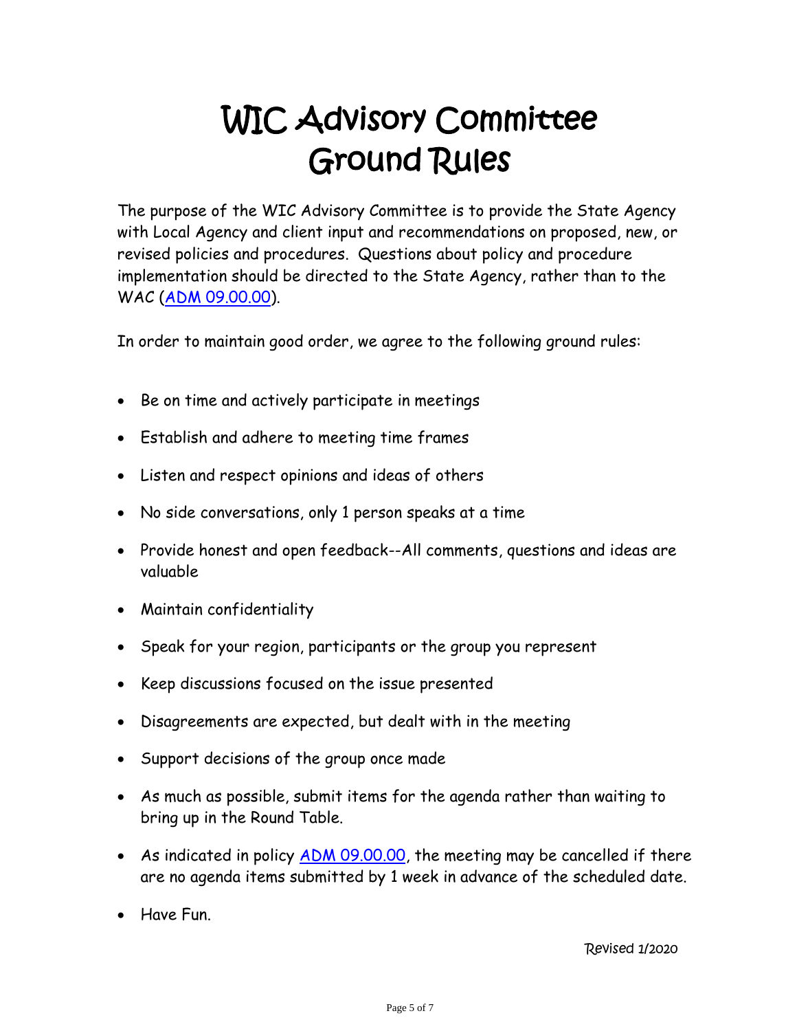# WIC Advisory Committee Ground Rules

The purpose of the WIC Advisory Committee is to provide the State Agency with Local Agency and client input and recommendations on proposed, new, or revised policies and procedures. Questions about policy and procedure implementation should be directed to the State Agency, rather than to the WAC (ADM 09.00.00).

In order to maintain good order, we agree to the following ground rules:

- Be on time and actively participate in meetings
- Establish and adhere to meeting time frames
- Listen and respect opinions and ideas of others
- No side conversations, only 1 person speaks at a time
- Provide honest and open feedback--All comments, questions and ideas are valuable
- Maintain confidentiality
- Speak for your region, participants or the group you represent
- Keep discussions focused on the issue presented
- Disagreements are expected, but dealt with in the meeting
- Support decisions of the group once made
- As much as possible, submit items for the agenda rather than waiting to bring up in the Round Table.
- As indicated in policy ADM 09.00.00, the meeting may be cancelled if there are no agenda items submitted by 1 week in advance of the scheduled date.
- Have Fun.

*Revised 1/2020*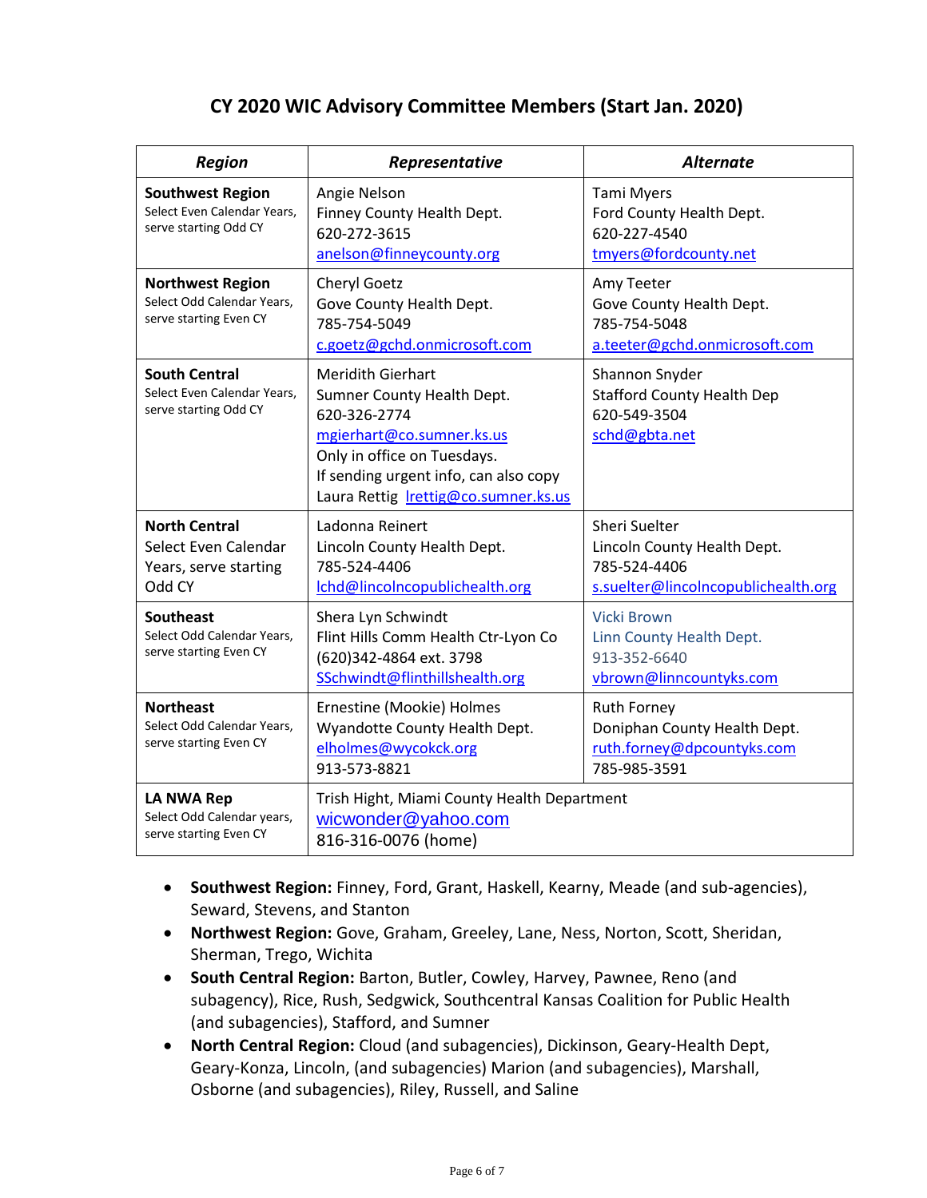# CY 2020 WIC Advisory Committee Members (Start Jan. 2020)

| *Region* | *Representative* | *Alternate* |
|---|---|---|
| **Southwest Region** Select Even Calendar Years, serve starting Odd CY | Angie Nelson<br>Finney County Health Dept.<br>620-272-3615<br>anelson@finneycounty.org | Tami Myers<br>Ford County Health Dept.<br>620-227-4540<br>tmyers@fordcounty.net |
| **Northwest Region** Select Odd Calendar Years, serve starting Even CY | Cheryl Goetz<br>Gove County Health Dept.<br>785-754-5049<br>c.goetz@gchd.onmicrosoft.com | Amy Teeter<br>Gove County Health Dept.<br>785-754-5048<br>a.teeter@gchd.onmicrosoft.com |
| **South Central** Select Even Calendar Years, serve starting Odd CY | Meridith Gierhart<br>Sumner County Health Dept.<br>620-326-2774<br>mgierhart@co.sumner.ks.us<br>Only in office on Tuesdays.<br>If sending urgent info, can also copy Laura Rettig lrettig@co.sumner.ks.us | Shannon Snyder<br>Stafford County Health Dep<br>620-549-3504<br>schd@gbta.net |
| **North Central** Select Even Calendar Years, serve starting Odd CY | Ladonna Reinert<br>Lincoln County Health Dept.<br>785-524-4406<br>lchd@lincolncopublichealth.org | Sheri Suelter<br>Lincoln County Health Dept.<br>785-524-4406<br>s.suelter@lincolncopublichealth.org |
| **Southeast** Select Odd Calendar Years, serve starting Even CY | Shera Lyn Schwindt<br>Flint Hills Comm Health Ctr-Lyon Co<br>(620)342-4864 ext. 3798<br>SSchwindt@flinthillshealth.org | Vicki Brown<br>Linn County Health Dept.<br>913-352-6640<br>vbrown@linncountyks.com |
| **Northeast** Select Odd Calendar Years, serve starting Even CY | Ernestine (Mookie) Holmes<br>Wyandotte County Health Dept.<br>elholmes@wycokck.org<br>913-573-8821 | Ruth Forney<br>Doniphan County Health Dept.<br>ruth.forney@dpcountyks.com<br>785-985-3591 |
| **LA NWA Rep** Select Odd Calendar years, serve starting Even CY | Trish Hight, Miami County Health Department<br>wicwonder@yahoo.com<br>816-316-0076 (home) | |

- **Southwest Region:** Finney, Ford, Grant, Haskell, Kearny, Meade (and sub-agencies), Seward, Stevens, and Stanton
- **Northwest Region:** Gove, Graham, Greeley, Lane, Ness, Norton, Scott, Sheridan, Sherman, Trego, Wichita
- **South Central Region:** Barton, Butler, Cowley, Harvey, Pawnee, Reno (and subagency), Rice, Rush, Sedgwick, Southcentral Kansas Coalition for Public Health (and subagencies), Stafford, and Sumner
- **North Central Region:** Cloud (and subagencies), Dickinson, Geary-Health Dept, Geary-Konza, Lincoln, (and subagencies) Marion (and subagencies), Marshall, Osborne (and subagencies), Riley, Russell, and Saline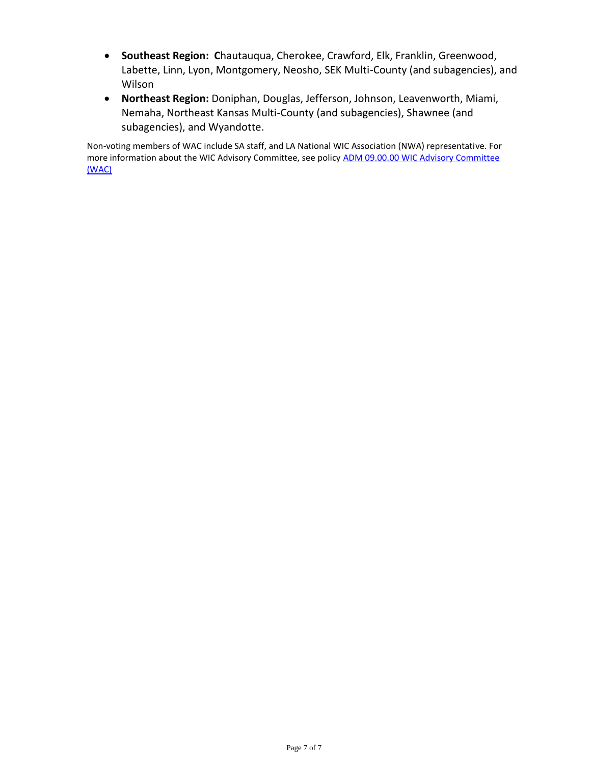- **Southeast Region: C**hautauqua, Cherokee, Crawford, Elk, Franklin, Greenwood, Labette, Linn, Lyon, Montgomery, Neosho, SEK Multi-County (and subagencies), and Wilson
- **Northeast Region:** Doniphan, Douglas, Jefferson, Johnson, Leavenworth, Miami, Nemaha, Northeast Kansas Multi-County (and subagencies), Shawnee (and subagencies), and Wyandotte.

Non-voting members of WAC include SA staff, and LA National WIC Association (NWA) representative. For more information about the WIC Advisory Committee, see policy ADM 09.00.00 WIC Advisory Committee (WAC)